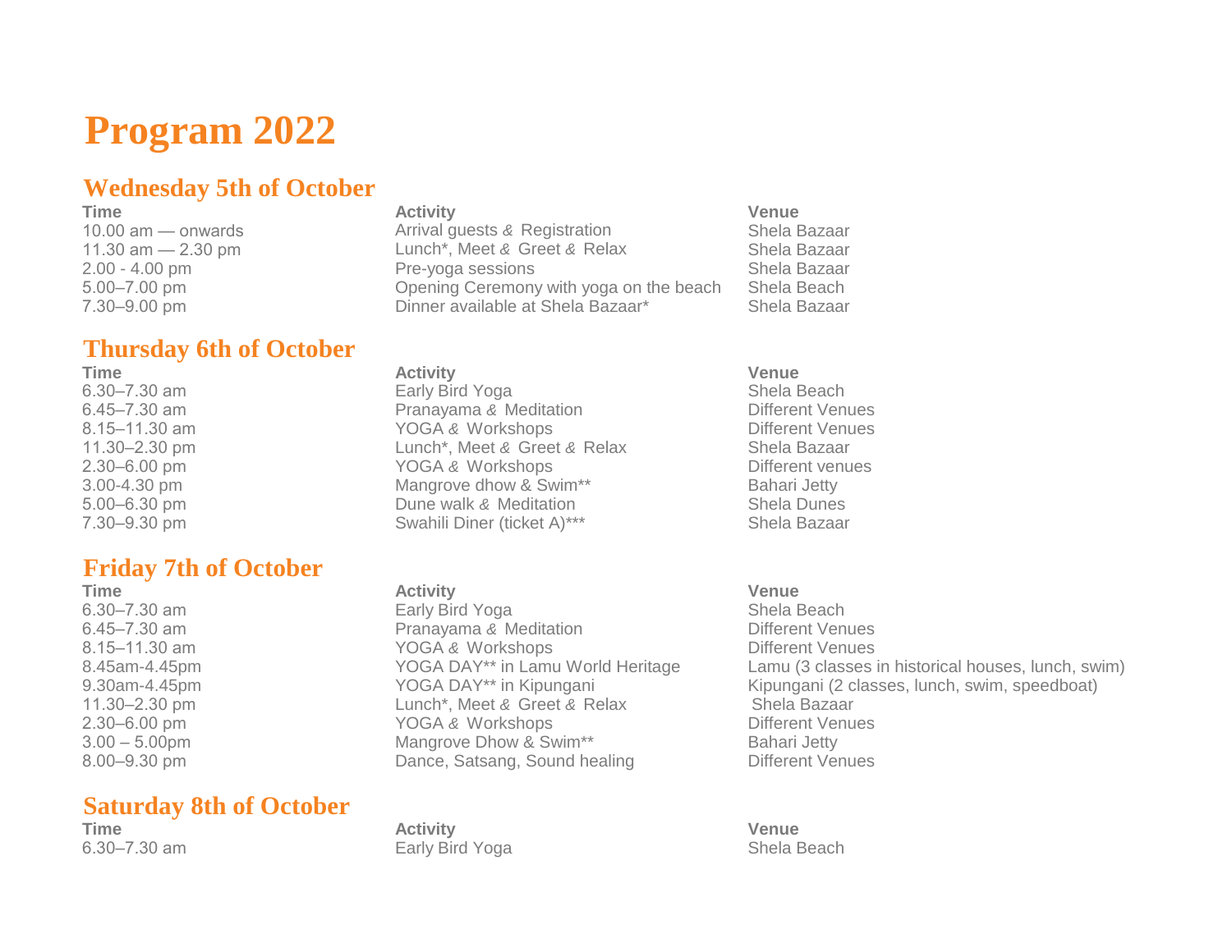# Program 2022

## Wednesday 5th of October

| Time | Activity | Venue |
|---|---|---|
| 10.00 am — onwards | Arrival guests & Registration | Shela Bazaar |
| 11.30 am — 2.30 pm | Lunch*, Meet & Greet & Relax | Shela Bazaar |
| 2.00 - 4.00 pm | Pre-yoga sessions | Shela Bazaar |
| 5.00–7.00 pm | Opening Ceremony with yoga on the beach | Shela Beach |
| 7.30–9.00 pm | Dinner available at Shela Bazaar* | Shela Bazaar |

## Thursday 6th of October

| Time | Activity | Venue |
|---|---|---|
| 6.30–7.30 am | Early Bird Yoga | Shela Beach |
| 6.45–7.30 am | Pranayama & Meditation | Different Venues |
| 8.15–11.30 am | YOGA & Workshops | Different Venues |
| 11.30–2.30 pm | Lunch*, Meet & Greet & Relax | Shela Bazaar |
| 2.30–6.00 pm | YOGA & Workshops | Different venues |
| 3.00-4.30 pm | Mangrove dhow & Swim** | Bahari Jetty |
| 5.00–6.30 pm | Dune walk & Meditation | Shela Dunes |
| 7.30–9.30 pm | Swahili Diner (ticket A)*** | Shela Bazaar |

## Friday 7th of October

| Time | Activity | Venue |
|---|---|---|
| 6.30–7.30 am | Early Bird Yoga | Shela Beach |
| 6.45–7.30 am | Pranayama & Meditation | Different Venues |
| 8.15–11.30 am | YOGA & Workshops | Different Venues |
| 8.45am-4.45pm | YOGA DAY** in Lamu World Heritage | Lamu (3 classes in historical houses, lunch, swim) |
| 9.30am-4.45pm | YOGA DAY** in Kipungani | Kipungani (2 classes, lunch, swim, speedboat) |
| 11.30–2.30 pm | Lunch*, Meet & Greet & Relax | Shela Bazaar |
| 2.30–6.00 pm | YOGA & Workshops | Different Venues |
| 3.00 – 5.00pm | Mangrove Dhow & Swim** | Bahari Jetty |
| 8.00–9.30 pm | Dance, Satsang, Sound healing | Different Venues |

## Saturday 8th of October

| Time | Activity | Venue |
|---|---|---|
| 6.30–7.30 am | Early Bird Yoga | Shela Beach |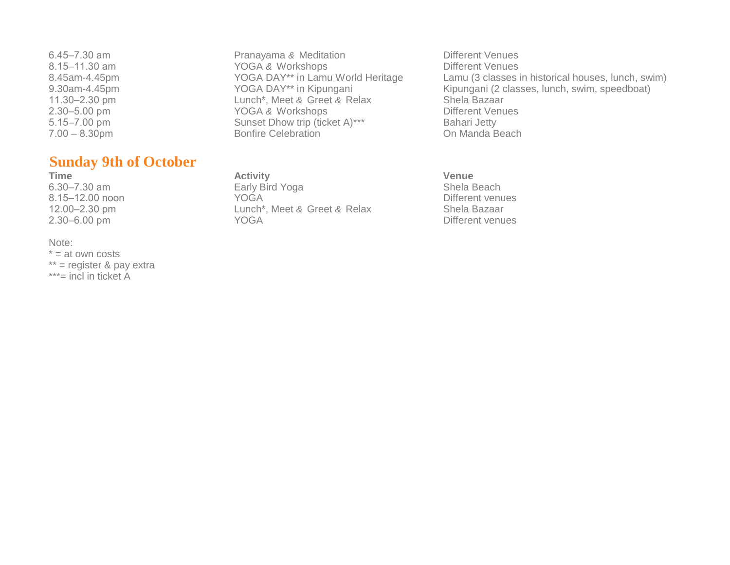| | | |
|---|---|---|
| 6.45–7.30 am | Pranayama & Meditation | Different Venues |
| 8.15–11.30 am | YOGA & Workshops | Different Venues |
| 8.45am-4.45pm | YOGA DAY** in Lamu World Heritage | Lamu (3 classes in historical houses, lunch, swim) |
| 9.30am-4.45pm | YOGA DAY** in Kipungani | Kipungani (2 classes, lunch, swim, speedboat) |
| 11.30–2.30 pm | Lunch*, Meet & Greet & Relax | Shela Bazaar |
| 2.30–5.00 pm | YOGA & Workshops | Different Venues |
| 5.15–7.00 pm | Sunset Dhow trip (ticket A)*** | Bahari Jetty |
| 7.00 – 8.30pm | Bonfire Celebration | On Manda Beach |

## Sunday 9th of October

| Time | Activity | Venue |
|---|---|---|
| 6.30–7.30 am | Early Bird Yoga | Shela Beach |
| 8.15–12.00 noon | YOGA | Different venues |
| 12.00–2.30 pm | Lunch*, Meet & Greet & Relax | Shela Bazaar |
| 2.30–6.00 pm | YOGA | Different venues |

Note:
* = at own costs
** = register & pay extra
***= incl in ticket A